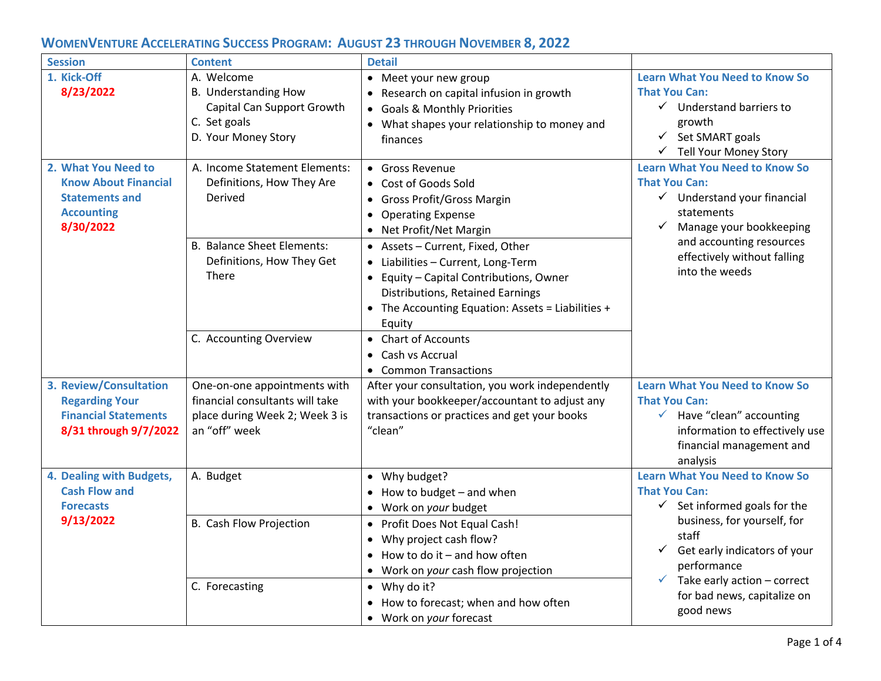# WomenVenture Accelerating Success Program: August 23 through November 8, 2022

| Session | Content | Detail | |
|---|---|---|---|
| 1. Kick-Off 8/23/2022 | A. Welcome<br>B. Understanding How Capital Can Support Growth<br>C. Set goals<br>D. Your Money Story | • Meet your new group<br>• Research on capital infusion in growth<br>• Goals & Monthly Priorities<br>• What shapes your relationship to money and finances | **Learn What You Need to Know So That You Can:**<br>✓ Understand barriers to growth<br>✓ Set SMART goals<br>✓ Tell Your Money Story |
| 2. What You Need to Know About Financial Statements and Accounting 8/30/2022 | A. Income Statement Elements: Definitions, How They Are Derived | • Gross Revenue<br>• Cost of Goods Sold<br>• Gross Profit/Gross Margin<br>• Operating Expense<br>• Net Profit/Net Margin | **Learn What You Need to Know So That You Can:**<br>✓ Understand your financial statements<br>✓ Manage your bookkeeping and accounting resources effectively without falling into the weeds |
| | B. Balance Sheet Elements: Definitions, How They Get There | • Assets – Current, Fixed, Other<br>• Liabilities – Current, Long-Term<br>• Equity – Capital Contributions, Owner Distributions, Retained Earnings<br>• The Accounting Equation: Assets = Liabilities + Equity | |
| | C. Accounting Overview | • Chart of Accounts<br>• Cash vs Accrual<br>• Common Transactions | |
| 3. Review/Consultation Regarding Your Financial Statements 8/31 through 9/7/2022 | One-on-one appointments with financial consultants will take place during Week 2; Week 3 is an "off" week | After your consultation, you work independently with your bookkeeper/accountant to adjust any transactions or practices and get your books "clean" | **Learn What You Need to Know So That You Can:**<br>✓ Have "clean" accounting information to effectively use financial management and analysis |
| 4. Dealing with Budgets, Cash Flow and Forecasts 9/13/2022 | A. Budget | • Why budget?<br>• How to budget – and when<br>• Work on *your* budget | **Learn What You Need to Know So That You Can:**<br>✓ Set informed goals for the business, for yourself, for staff<br>✓ Get early indicators of your performance<br>✓ Take early action – correct for bad news, capitalize on good news |
| | B. Cash Flow Projection | • Profit Does Not Equal Cash!<br>• Why project cash flow?<br>• How to do it – and how often<br>• Work on *your* cash flow projection | |
| | C. Forecasting | • Why do it?<br>• How to forecast; when and how often<br>• Work on *your* forecast | |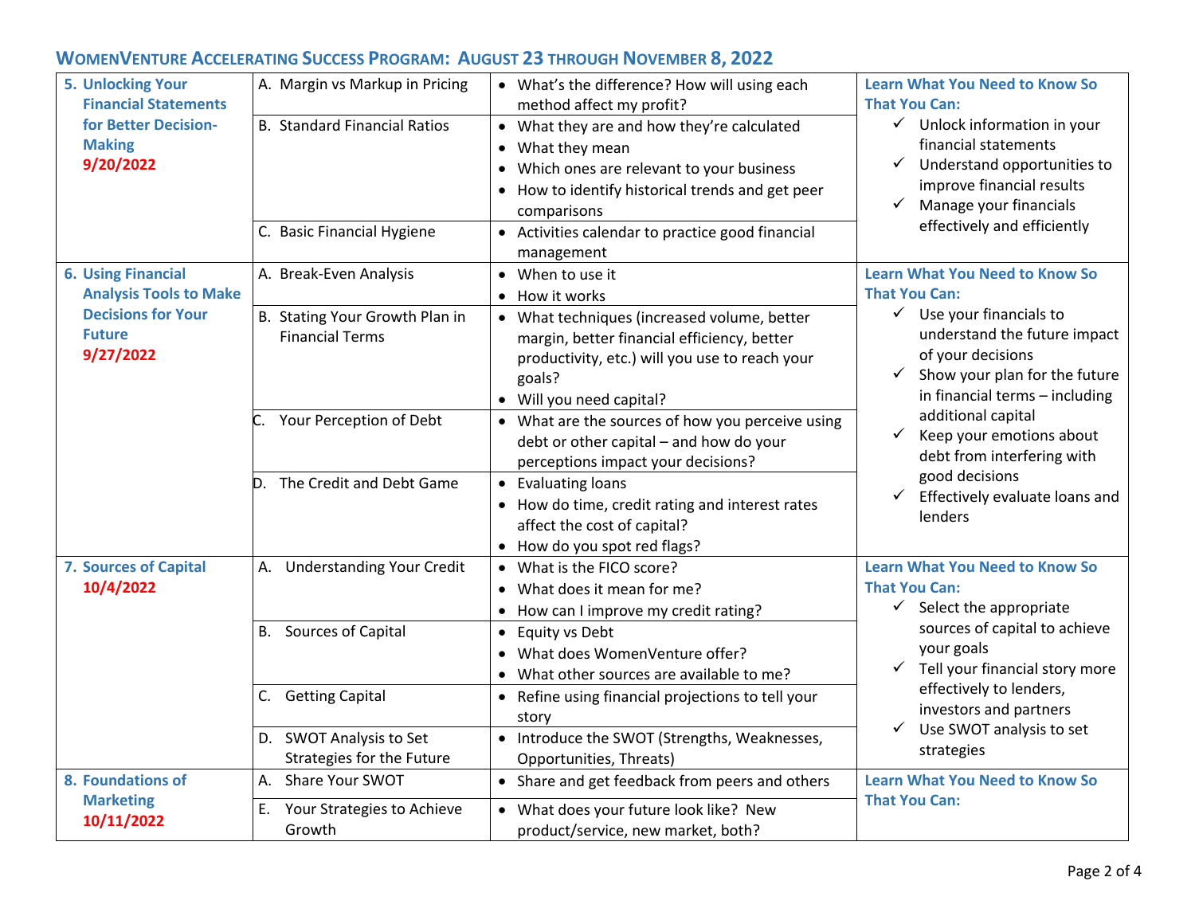## WomenVenture Accelerating Success Program: August 23 through November 8, 2022

| Session | Topic | Details | Outcomes |
|---|---|---|---|
| **5. Unlocking Your Financial Statements for Better Decision-Making** **9/20/2022** | A. Margin vs Markup in Pricing | • What's the difference? How will using each method affect my profit? | **Learn What You Need to Know So That You Can:** ✓ Unlock information in your financial statements ✓ Understand opportunities to improve financial results ✓ Manage your financials effectively and efficiently |
| | B. Standard Financial Ratios | • What they are and how they're calculated • What they mean • Which ones are relevant to your business • How to identify historical trends and get peer comparisons | |
| | C. Basic Financial Hygiene | • Activities calendar to practice good financial management | |
| **6. Using Financial Analysis Tools to Make Decisions for Your Future** **9/27/2022** | A. Break-Even Analysis | • When to use it • How it works | **Learn What You Need to Know So That You Can:** ✓ Use your financials to understand the future impact of your decisions ✓ Show your plan for the future in financial terms – including additional capital ✓ Keep your emotions about debt from interfering with good decisions ✓ Effectively evaluate loans and lenders |
| | B. Stating Your Growth Plan in Financial Terms | • What techniques (increased volume, better margin, better financial efficiency, better productivity, etc.) will you use to reach your goals? • Will you need capital? | |
| | C. Your Perception of Debt | • What are the sources of how you perceive using debt or other capital – and how do your perceptions impact your decisions? | |
| | D. The Credit and Debt Game | • Evaluating loans • How do time, credit rating and interest rates affect the cost of capital? • How do you spot red flags? | |
| **7. Sources of Capital** **10/4/2022** | A. Understanding Your Credit | • What is the FICO score? • What does it mean for me? • How can I improve my credit rating? | **Learn What You Need to Know So That You Can:** ✓ Select the appropriate sources of capital to achieve your goals ✓ Tell your financial story more effectively to lenders, investors and partners ✓ Use SWOT analysis to set strategies |
| | B. Sources of Capital | • Equity vs Debt • What does WomenVenture offer? • What other sources are available to me? | |
| | C. Getting Capital | • Refine using financial projections to tell your story | |
| | D. SWOT Analysis to Set Strategies for the Future | • Introduce the SWOT (Strengths, Weaknesses, Opportunities, Threats) | |
| **8. Foundations of Marketing** **10/11/2022** | A. Share Your SWOT | • Share and get feedback from peers and others | **Learn What You Need to Know So That You Can:** |
| | E. Your Strategies to Achieve Growth | • What does your future look like? New product/service, new market, both? | |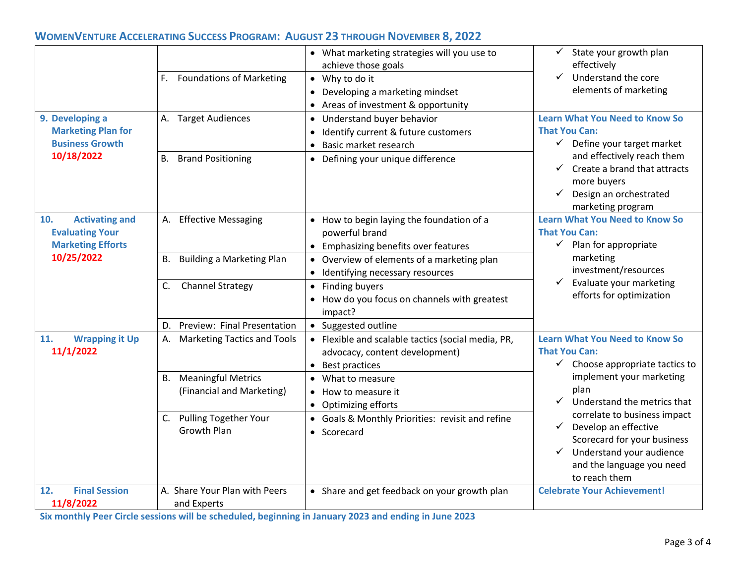## WomenVenture Accelerating Success Program: August 23 through November 8, 2022

| | | | |
|---|---|---|---|
| | | • What marketing strategies will you use to achieve those goals | ✓ State your growth plan effectively<br>✓ Understand the core elements of marketing |
| | F. Foundations of Marketing | • Why to do it<br>• Developing a marketing mindset<br>• Areas of investment & opportunity | |
| **9. Developing a Marketing Plan for Business Growth**<br>**10/18/2022** | A. Target Audiences | • Understand buyer behavior<br>• Identify current & future customers<br>• Basic market research | **Learn What You Need to Know So That You Can:**<br>✓ Define your target market and effectively reach them<br>✓ Create a brand that attracts more buyers<br>✓ Design an orchestrated marketing program |
| | B. Brand Positioning | • Defining your unique difference | |
| **10. Activating and Evaluating Your Marketing Efforts**<br>**10/25/2022** | A. Effective Messaging | • How to begin laying the foundation of a powerful brand<br>• Emphasizing benefits over features | **Learn What You Need to Know So That You Can:**<br>✓ Plan for appropriate marketing investment/resources<br>✓ Evaluate your marketing efforts for optimization |
| | B. Building a Marketing Plan | • Overview of elements of a marketing plan<br>• Identifying necessary resources | |
| | C. Channel Strategy | • Finding buyers<br>• How do you focus on channels with greatest impact? | |
| | D. Preview: Final Presentation | • Suggested outline | |
| **11. Wrapping it Up**<br>**11/1/2022** | A. Marketing Tactics and Tools | • Flexible and scalable tactics (social media, PR, advocacy, content development)<br>• Best practices | **Learn What You Need to Know So That You Can:**<br>✓ Choose appropriate tactics to implement your marketing plan<br>✓ Understand the metrics that correlate to business impact<br>✓ Develop an effective Scorecard for your business<br>✓ Understand your audience and the language you need to reach them |
| | B. Meaningful Metrics (Financial and Marketing) | • What to measure<br>• How to measure it<br>• Optimizing efforts | |
| | C. Pulling Together Your Growth Plan | • Goals & Monthly Priorities: revisit and refine<br>• Scorecard | |
| **12. Final Session**<br>**11/8/2022** | A. Share Your Plan with Peers and Experts | • Share and get feedback on your growth plan | **Celebrate Your Achievement!** |

**Six monthly Peer Circle sessions will be scheduled, beginning in January 2023 and ending in June 2023**